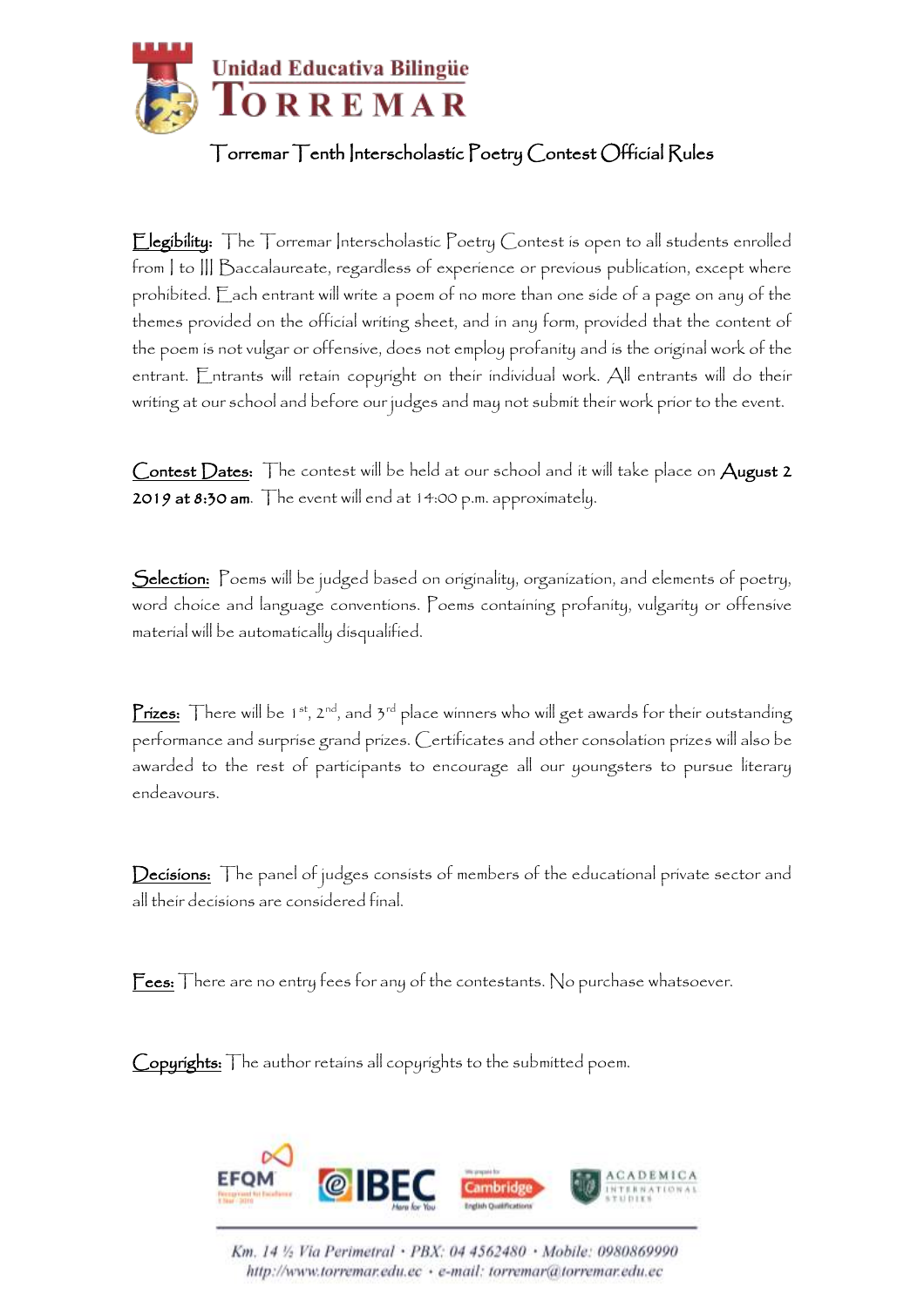Unidad Educativa Bilingüe
TORREMAR

# Torremar Tenth Interscholastic Poetry Contest Official Rules

**Elegibility:** The Torremar Interscholastic Poetry Contest is open to all students enrolled from I to III Baccalaureate, regardless of experience or previous publication, except where prohibited. Each entrant will write a poem of no more than one side of a page on any of the themes provided on the official writing sheet, and in any form, provided that the content of the poem is not vulgar or offensive, does not employ profanity and is the original work of the entrant. Entrants will retain copyright on their individual work. All entrants will do their writing at our school and before our judges and may not submit their work prior to the event.

**Contest Dates:** The contest will be held at our school and it will take place on **August 2 2019 at 8:30 am**. The event will end at 14:00 p.m. approximately.

**Selection:** Poems will be judged based on originality, organization, and elements of poetry, word choice and language conventions. Poems containing profanity, vulgarity or offensive material will be automatically disqualified.

**Prizes:** There will be 1st, 2nd, and 3rd place winners who will get awards for their outstanding performance and surprise grand prizes. Certificates and other consolation prizes will also be awarded to the rest of participants to encourage all our youngsters to pursue literary endeavours.

**Decisions:** The panel of judges consists of members of the educational private sector and all their decisions are considered final.

**Fees:** There are no entry fees for any of the contestants. No purchase whatsoever.

**Copyrights:** The author retains all copyrights to the submitted poem.

Km. 14 ½ Vía Perimetral • PBX: 04 4562480 • Mobile: 0980869990
http://www.torremar.edu.ec • e-mail: torremar@torremar.edu.ec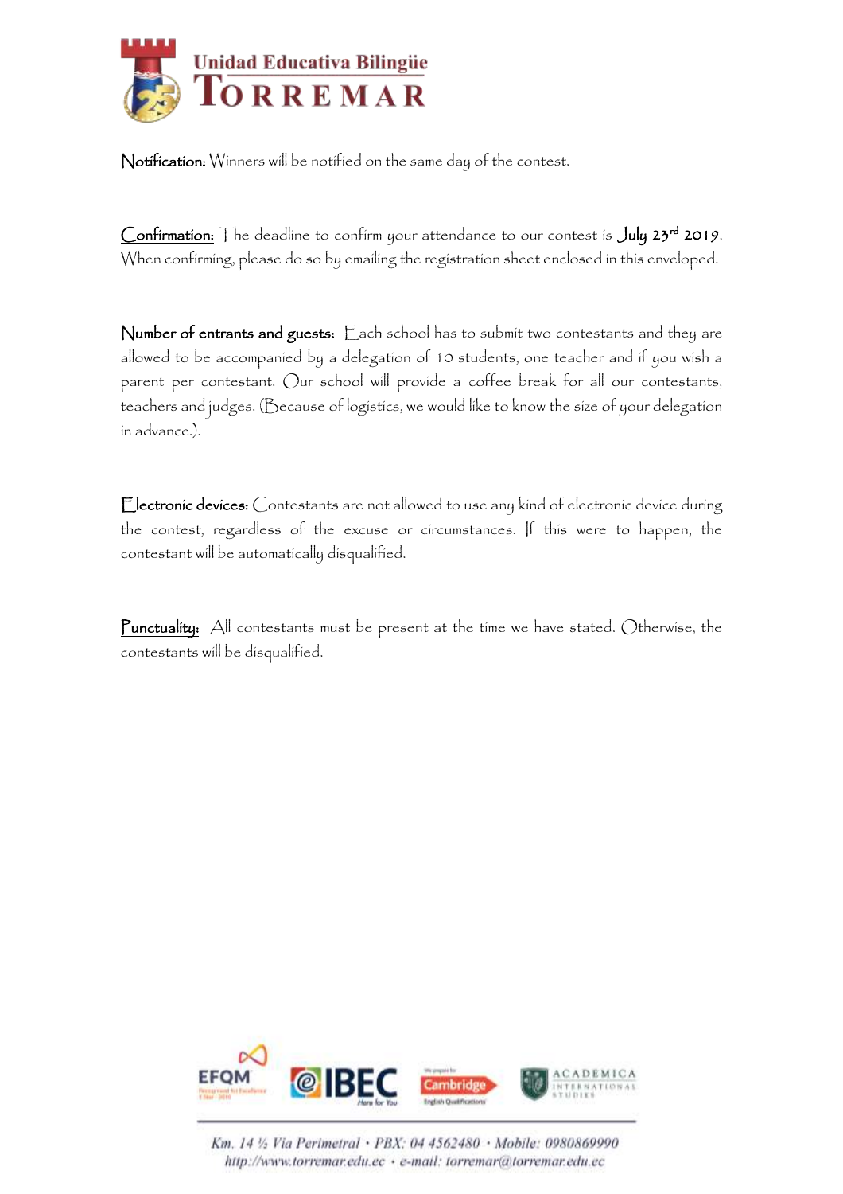Notification: Winners will be notified on the same day of the contest.

Confirmation: The deadline to confirm your attendance to our contest is **July 23rd 2019**. When confirming, please do so by emailing the registration sheet enclosed in this enveloped.

Number of entrants and guests: Each school has to submit two contestants and they are allowed to be accompanied by a delegation of 10 students, one teacher and if you wish a parent per contestant. Our school will provide a coffee break for all our contestants, teachers and judges. (Because of logistics, we would like to know the size of your delegation in advance.).

Electronic devices: Contestants are not allowed to use any kind of electronic device during the contest, regardless of the excuse or circumstances. If this were to happen, the contestant will be automatically disqualified.

Punctuality: All contestants must be present at the time we have stated. Otherwise, the contestants will be disqualified.